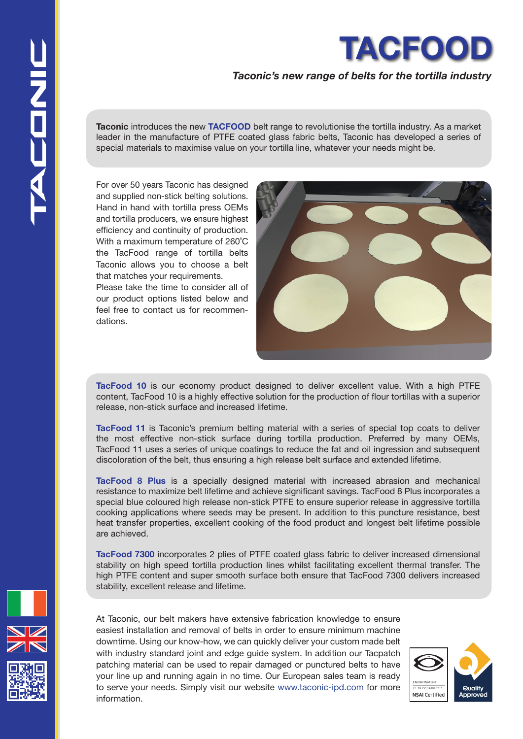# TACFOOD

*Taconic's new range of belts for the tortilla industry*

**Taconic** introduces the new **TACFOOD** belt range to revolutionise the tortilla industry. As a market leader in the manufacture of PTFE coated glass fabric belts, Taconic has developed a series of special materials to maximise value on your tortilla line, whatever your needs might be.

For over 50 years Taconic has designed and supplied non-stick belting solutions. Hand in hand with tortilla press OEMs and tortilla producers, we ensure highest efficiency and continuity of production. With a maximum temperature of 260˚C the TacFood range of tortilla belts Taconic allows you to choose a belt that matches your requirements.
Please take the time to consider all of our product options listed below and feel free to contact us for recommendations.

**TacFood 10** is our economy product designed to deliver excellent value. With a high PTFE content, TacFood 10 is a highly effective solution for the production of flour tortillas with a superior release, non-stick surface and increased lifetime.

**TacFood 11** is Taconic's premium belting material with a series of special top coats to deliver the most effective non-stick surface during tortilla production. Preferred by many OEMs, TacFood 11 uses a series of unique coatings to reduce the fat and oil ingression and subsequent discoloration of the belt, thus ensuring a high release belt surface and extended lifetime.

**TacFood 8 Plus** is a specially designed material with increased abrasion and mechanical resistance to maximize belt lifetime and achieve significant savings. TacFood 8 Plus incorporates a special blue coloured high release non-stick PTFE to ensure superior release in aggressive tortilla cooking applications where seeds may be present. In addition to this puncture resistance, best heat transfer properties, excellent cooking of the food product and longest belt lifetime possible are achieved.

**TacFood 7300** incorporates 2 plies of PTFE coated glass fabric to deliver increased dimensional stability on high speed tortilla production lines whilst facilitating excellent thermal transfer. The high PTFE content and super smooth surface both ensure that TacFood 7300 delivers increased stability, excellent release and lifetime.

At Taconic, our belt makers have extensive fabrication knowledge to ensure easiest installation and removal of belts in order to ensure minimum machine downtime. Using our know-how, we can quickly deliver your custom made belt with industry standard joint and edge guide system. In addition our Tacpatch patching material can be used to repair damaged or punctured belts to have your line up and running again in no time. Our European sales team is ready to serve your needs. Simply visit our website www.taconic-ipd.com for more information.

ENVIRONMENT
I.S. EN ISO 14001:2015
NSAI Certified

Quality Approved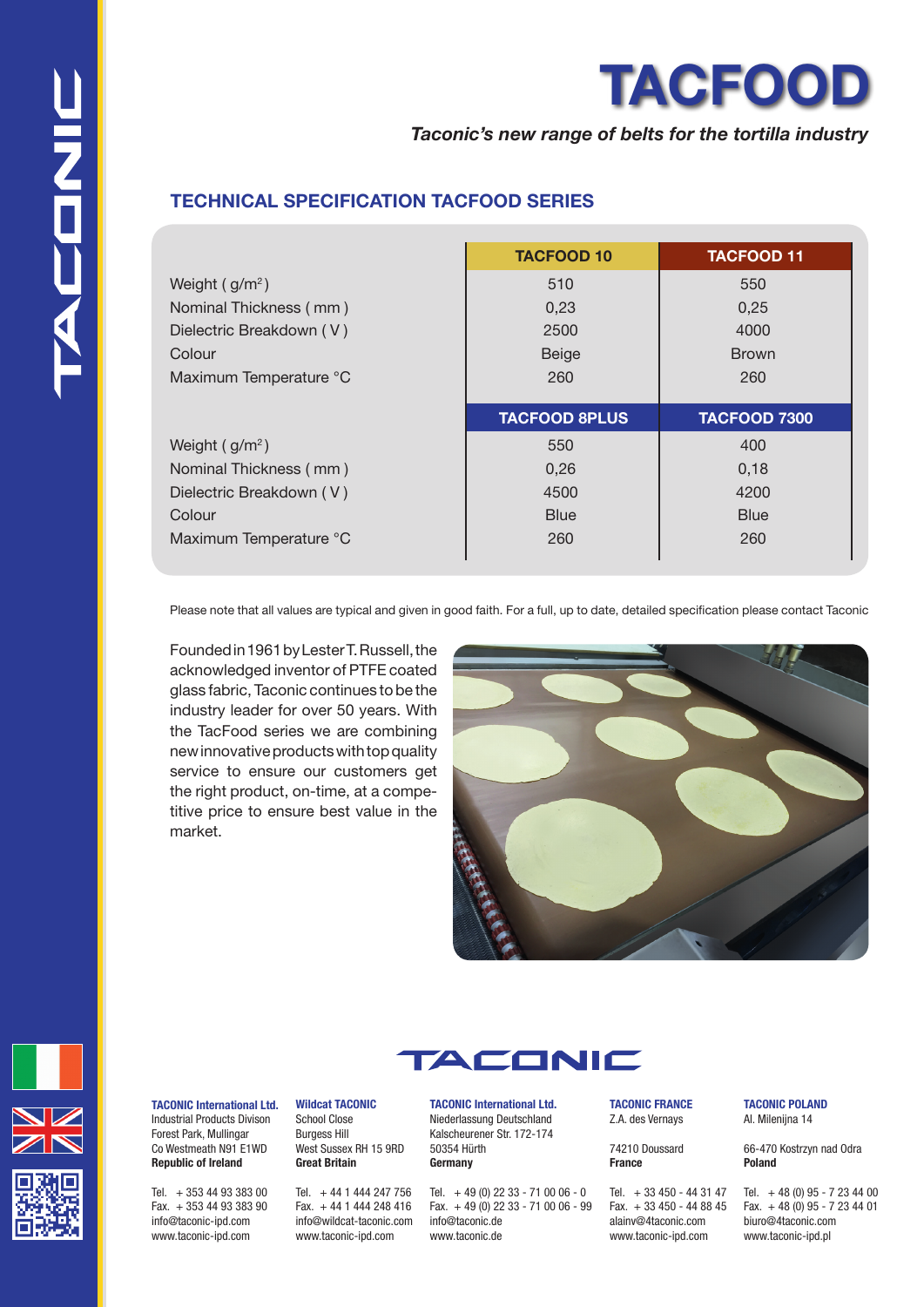# TACFOOD

*Taconic's new range of belts for the tortilla industry*

## TECHNICAL SPECIFICATION TACFOOD SERIES

| | TACFOOD 10 | TACFOOD 11 |
|---|---|---|
| Weight ( g/m$^2$ ) | 510 | 550 |
| Nominal Thickness ( mm ) | 0,23 | 0,25 |
| Dielectric Breakdown ( V ) | 2500 | 4000 |
| Colour | Beige | Brown |
| Maximum Temperature °C | 260 | 260 |
| | **TACFOOD 8PLUS** | **TACFOOD 7300** |
| Weight ( g/m$^2$ ) | 550 | 400 |
| Nominal Thickness ( mm ) | 0,26 | 0,18 |
| Dielectric Breakdown ( V ) | 4500 | 4200 |
| Colour | Blue | Blue |
| Maximum Temperature °C | 260 | 260 |

Please note that all values are typical and given in good faith. For a full, up to date, detailed specification please contact Taconic

Founded in 1961 by Lester T. Russell, the acknowledged inventor of PTFE coated glass fabric, Taconic continues to be the industry leader for over 50 years. With the TacFood series we are combining new innovative products with top quality service to ensure our customers get the right product, on-time, at a competitive price to ensure best value in the market.

TACONIC

**TACONIC International Ltd.**
Industrial Products Divison
Forest Park, Mullingar
Co Westmeath N91 E1WD
**Republic of Ireland**

Tel. + 353 44 93 383 00
Fax. + 353 44 93 383 90
info@taconic-ipd.com
www.taconic-ipd.com

**Wildcat TACONIC**
School Close
Burgess Hill
West Sussex RH 15 9RD
**Great Britain**

Tel. + 44 1 444 247 756
Fax. + 44 1 444 248 416
info@wildcat-taconic.com
www.taconic-ipd.com

**TACONIC International Ltd.**
Niederlassung Deutschland
Kalscheurener Str. 172-174
50354 Hürth
**Germany**

Tel. + 49 (0) 22 33 - 71 00 06 - 0
Fax. + 49 (0) 22 33 - 71 00 06 - 99
info@taconic.de
www.taconic.de

**TACONIC FRANCE**
Z.A. des Vernays

74210 Doussard
**France**

Tel. + 33 450 - 44 31 47
Fax. + 33 450 - 44 88 45
alainv@4taconic.com
www.taconic-ipd.com

**TACONIC POLAND**
Al. Milenijna 14

66-470 Kostrzyn nad Odra
**Poland**

Tel. + 48 (0) 95 - 7 23 44 00
Fax. + 48 (0) 95 - 7 23 44 01
biuro@4taconic.com
www.taconic-ipd.pl